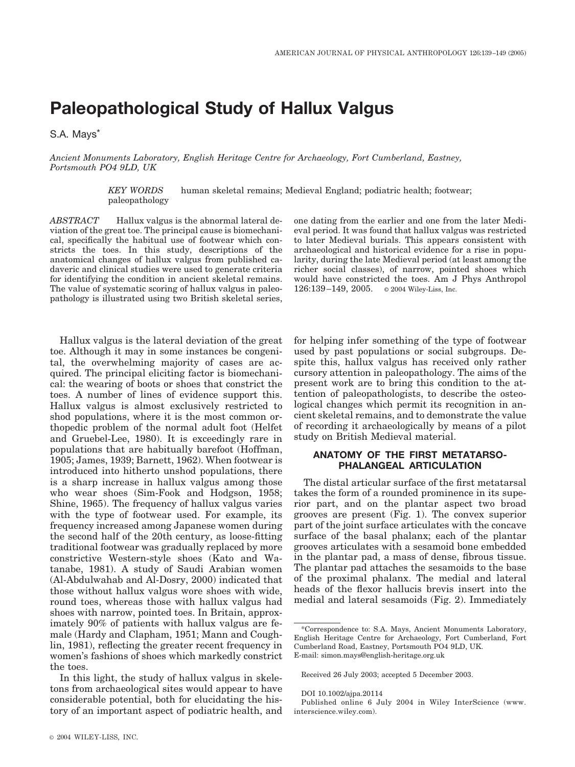# Paleopathological Study of Hallux Valgus

S.A. Mays*

*Ancient Monuments Laboratory, English Heritage Centre for Archaeology, Fort Cumberland, Eastney, Portsmouth PO4 9LD, UK*

*KEY WORDS* human skeletal remains; Medieval England; podiatric health; footwear; paleopathology

*ABSTRACT* Hallux valgus is the abnormal lateral deviation of the great toe. The principal cause is biomechanical, specifically the habitual use of footwear which constricts the toes. In this study, descriptions of the anatomical changes of hallux valgus from published cadaveric and clinical studies were used to generate criteria for identifying the condition in ancient skeletal remains. The value of systematic scoring of hallux valgus in paleopathology is illustrated using two British skeletal series, one dating from the earlier and one from the later Medieval period. It was found that hallux valgus was restricted to later Medieval burials. This appears consistent with archaeological and historical evidence for a rise in popularity, during the late Medieval period (at least among the richer social classes), of narrow, pointed shoes which would have constricted the toes. Am J Phys Anthropol 126:139–149, 2005. © 2004 Wiley-Liss, Inc.

Hallux valgus is the lateral deviation of the great toe. Although it may in some instances be congenital, the overwhelming majority of cases are acquired. The principal eliciting factor is biomechanical: the wearing of boots or shoes that constrict the toes. A number of lines of evidence support this. Hallux valgus is almost exclusively restricted to shod populations, where it is the most common orthopedic problem of the normal adult foot (Helfet and Gruebel-Lee, 1980). It is exceedingly rare in populations that are habitually barefoot (Hoffman, 1905; James, 1939; Barnett, 1962). When footwear is introduced into hitherto unshod populations, there is a sharp increase in hallux valgus among those who wear shoes (Sim-Fook and Hodgson, 1958; Shine, 1965). The frequency of hallux valgus varies with the type of footwear used. For example, its frequency increased among Japanese women during the second half of the 20th century, as loose-fitting traditional footwear was gradually replaced by more constrictive Western-style shoes (Kato and Watanabe, 1981). A study of Saudi Arabian women (Al-Abdulwahab and Al-Dosry, 2000) indicated that those without hallux valgus wore shoes with wide, round toes, whereas those with hallux valgus had shoes with narrow, pointed toes. In Britain, approximately 90% of patients with hallux valgus are female (Hardy and Clapham, 1951; Mann and Coughlin, 1981), reflecting the greater recent frequency in women's fashions of shoes which markedly constrict the toes.

In this light, the study of hallux valgus in skeletons from archaeological sites would appear to have considerable potential, both for elucidating the history of an important aspect of podiatric health, and for helping infer something of the type of footwear used by past populations or social subgroups. Despite this, hallux valgus has received only rather cursory attention in paleopathology. The aims of the present work are to bring this condition to the attention of paleopathologists, to describe the osteological changes which permit its recognition in ancient skeletal remains, and to demonstrate the value of recording it archaeologically by means of a pilot study on British Medieval material.

## ANATOMY OF THE FIRST METATARSO-PHALANGEAL ARTICULATION

The distal articular surface of the first metatarsal takes the form of a rounded prominence in its superior part, and on the plantar aspect two broad grooves are present (Fig. 1). The convex superior part of the joint surface articulates with the concave surface of the basal phalanx; each of the plantar grooves articulates with a sesamoid bone embedded in the plantar pad, a mass of dense, fibrous tissue. The plantar pad attaches the sesamoids to the base of the proximal phalanx. The medial and lateral heads of the flexor hallucis brevis insert into the medial and lateral sesamoids (Fig. 2). Immediately

---

*Correspondence to: S.A. Mays, Ancient Monuments Laboratory, English Heritage Centre for Archaeology, Fort Cumberland, Fort Cumberland Road, Eastney, Portsmouth PO4 9LD, UK. E-mail: simon.mays@english-heritage.org.uk

Received 26 July 2003; accepted 5 December 2003.

DOI 10.1002/ajpa.20114

Published online 6 July 2004 in Wiley InterScience (www.interscience.wiley.com).

© 2004 WILEY-LISS, INC.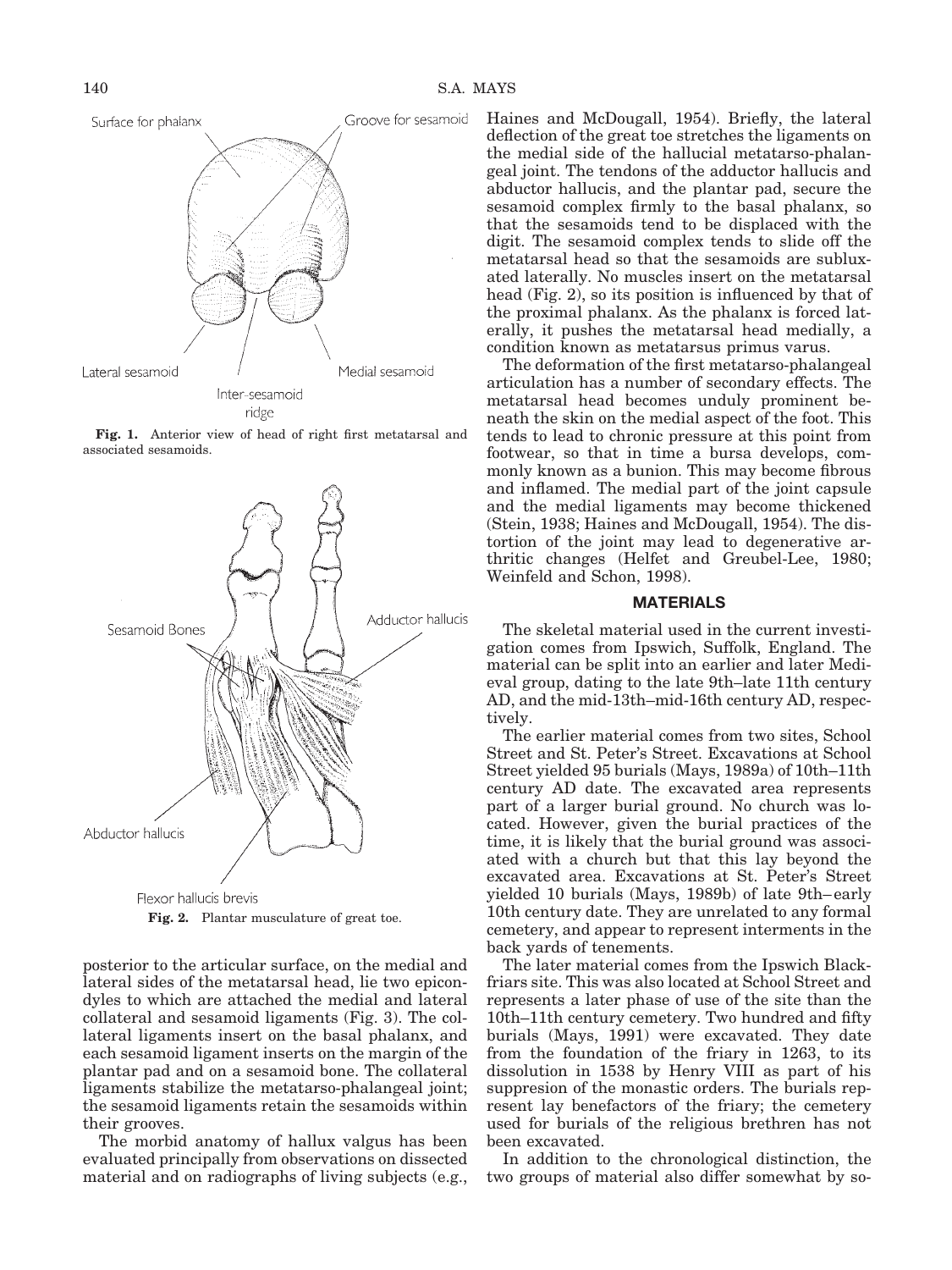Surface for phalanx

Groove for sesamoid

Lateral sesamoid

Medial sesamoid

Inter-sesamoid ridge

**Fig. 1.** Anterior view of head of right first metatarsal and associated sesamoids.

Sesamoid Bones

Adductor hallucis

Abductor hallucis

Flexor hallucis brevis

**Fig. 2.** Plantar musculature of great toe.

posterior to the articular surface, on the medial and lateral sides of the metatarsal head, lie two epicondyles to which are attached the medial and lateral collateral and sesamoid ligaments (Fig. 3). The collateral ligaments insert on the basal phalanx, and each sesamoid ligament inserts on the margin of the plantar pad and on a sesamoid bone. The collateral ligaments stabilize the metatarso-phalangeal joint; the sesamoid ligaments retain the sesamoids within their grooves.

The morbid anatomy of hallux valgus has been evaluated principally from observations on dissected material and on radiographs of living subjects (e.g., Haines and McDougall, 1954). Briefly, the lateral deflection of the great toe stretches the ligaments on the medial side of the hallucial metatarso-phalangeal joint. The tendons of the adductor hallucis and abductor hallucis, and the plantar pad, secure the sesamoid complex firmly to the basal phalanx, so that the sesamoids tend to be displaced with the digit. The sesamoid complex tends to slide off the metatarsal head so that the sesamoids are subluxated laterally. No muscles insert on the metatarsal head (Fig. 2), so its position is influenced by that of the proximal phalanx. As the phalanx is forced laterally, it pushes the metatarsal head medially, a condition known as metatarsus primus varus.

The deformation of the first metatarso-phalangeal articulation has a number of secondary effects. The metatarsal head becomes unduly prominent beneath the skin on the medial aspect of the foot. This tends to lead to chronic pressure at this point from footwear, so that in time a bursa develops, commonly known as a bunion. This may become fibrous and inflamed. The medial part of the joint capsule and the medial ligaments may become thickened (Stein, 1938; Haines and McDougall, 1954). The distortion of the joint may lead to degenerative arthritic changes (Helfet and Greubel-Lee, 1980; Weinfeld and Schon, 1998).

## MATERIALS

The skeletal material used in the current investigation comes from Ipswich, Suffolk, England. The material can be split into an earlier and later Medieval group, dating to the late 9th–late 11th century AD, and the mid-13th–mid-16th century AD, respectively.

The earlier material comes from two sites, School Street and St. Peter's Street. Excavations at School Street yielded 95 burials (Mays, 1989a) of 10th–11th century AD date. The excavated area represents part of a larger burial ground. No church was located. However, given the burial practices of the time, it is likely that the burial ground was associated with a church but that this lay beyond the excavated area. Excavations at St. Peter's Street yielded 10 burials (Mays, 1989b) of late 9th–early 10th century date. They are unrelated to any formal cemetery, and appear to represent interments in the back yards of tenements.

The later material comes from the Ipswich Blackfriars site. This was also located at School Street and represents a later phase of use of the site than the 10th–11th century cemetery. Two hundred and fifty burials (Mays, 1991) were excavated. They date from the foundation of the friary in 1263, to its dissolution in 1538 by Henry VIII as part of his suppresion of the monastic orders. The burials represent lay benefactors of the friary; the cemetery used for burials of the religious brethren has not been excavated.

In addition to the chronological distinction, the two groups of material also differ somewhat by so-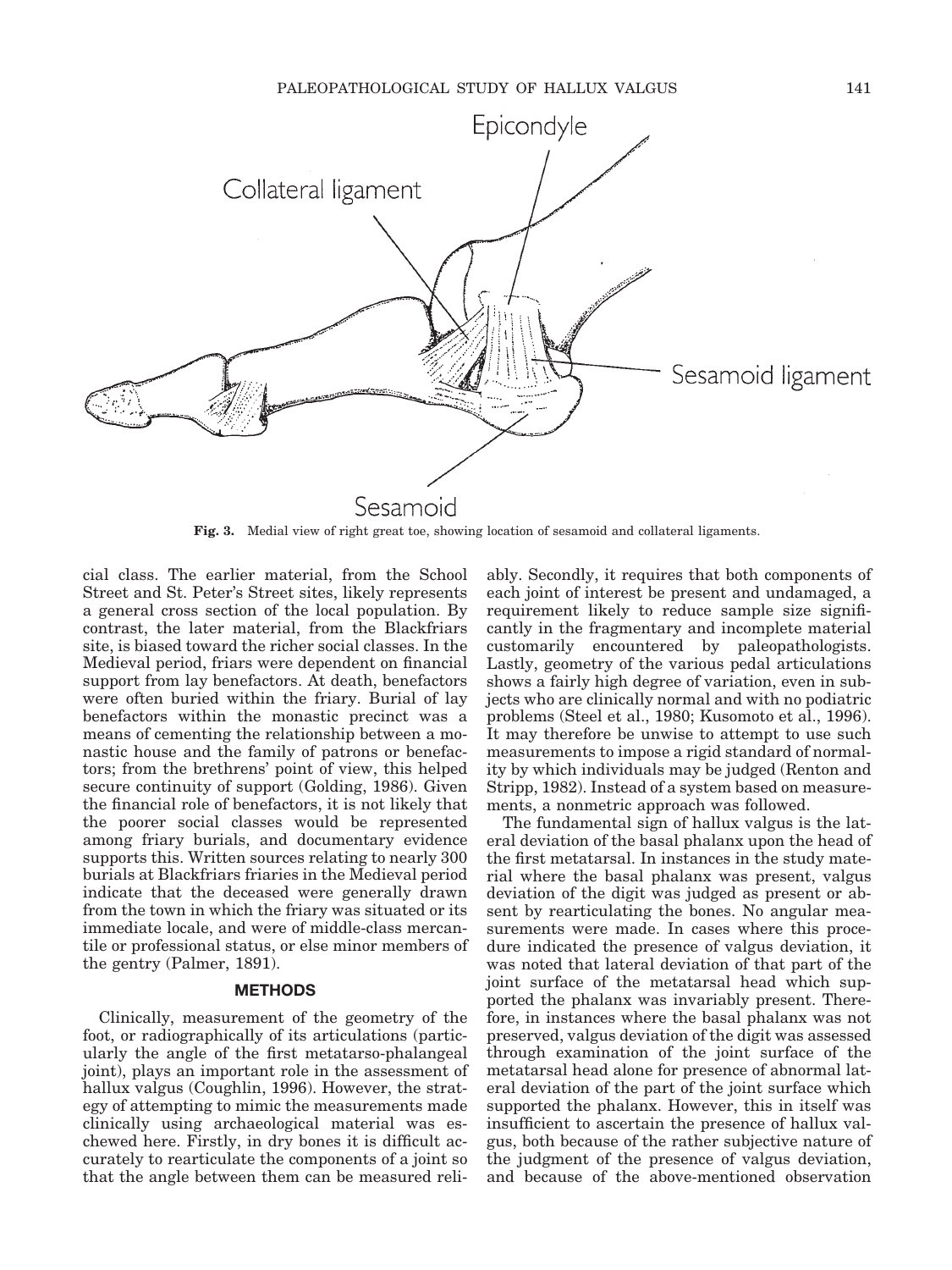Fig. 3. Medial view of right great toe, showing location of sesamoid and collateral ligaments.

cial class. The earlier material, from the School Street and St. Peter's Street sites, likely represents a general cross section of the local population. By contrast, the later material, from the Blackfriars site, is biased toward the richer social classes. In the Medieval period, friars were dependent on financial support from lay benefactors. At death, benefactors were often buried within the friary. Burial of lay benefactors within the monastic precinct was a means of cementing the relationship between a monastic house and the family of patrons or benefactors; from the brethrens' point of view, this helped secure continuity of support (Golding, 1986). Given the financial role of benefactors, it is not likely that the poorer social classes would be represented among friary burials, and documentary evidence supports this. Written sources relating to nearly 300 burials at Blackfriars friaries in the Medieval period indicate that the deceased were generally drawn from the town in which the friary was situated or its immediate locale, and were of middle-class mercantile or professional status, or else minor members of the gentry (Palmer, 1891).

## METHODS

Clinically, measurement of the geometry of the foot, or radiographically of its articulations (particularly the angle of the first metatarso-phalangeal joint), plays an important role in the assessment of hallux valgus (Coughlin, 1996). However, the strategy of attempting to mimic the measurements made clinically using archaeological material was eschewed here. Firstly, in dry bones it is difficult accurately to rearticulate the components of a joint so that the angle between them can be measured reliably. Secondly, it requires that both components of each joint of interest be present and undamaged, a requirement likely to reduce sample size significantly in the fragmentary and incomplete material customarily encountered by paleopathologists. Lastly, geometry of the various pedal articulations shows a fairly high degree of variation, even in subjects who are clinically normal and with no podiatric problems (Steel et al., 1980; Kusomoto et al., 1996). It may therefore be unwise to attempt to use such measurements to impose a rigid standard of normality by which individuals may be judged (Renton and Stripp, 1982). Instead of a system based on measurements, a nonmetric approach was followed.

The fundamental sign of hallux valgus is the lateral deviation of the basal phalanx upon the head of the first metatarsal. In instances in the study material where the basal phalanx was present, valgus deviation of the digit was judged as present or absent by rearticulating the bones. No angular measurements were made. In cases where this procedure indicated the presence of valgus deviation, it was noted that lateral deviation of that part of the joint surface of the metatarsal head which supported the phalanx was invariably present. Therefore, in instances where the basal phalanx was not preserved, valgus deviation of the digit was assessed through examination of the joint surface of the metatarsal head alone for presence of abnormal lateral deviation of the part of the joint surface which supported the phalanx. However, this in itself was insufficient to ascertain the presence of hallux valgus, both because of the rather subjective nature of the judgment of the presence of valgus deviation, and because of the above-mentioned observation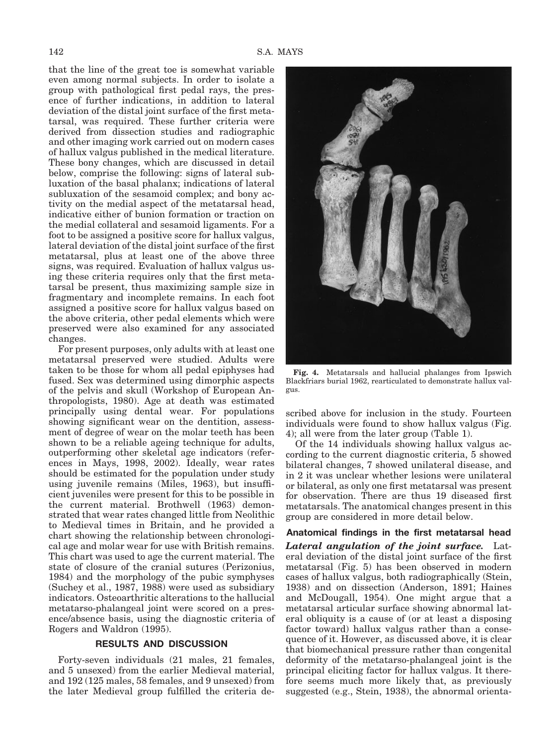that the line of the great toe is somewhat variable even among normal subjects. In order to isolate a group with pathological first pedal rays, the presence of further indications, in addition to lateral deviation of the distal joint surface of the first metatarsal, was required. These further criteria were derived from dissection studies and radiographic and other imaging work carried out on modern cases of hallux valgus published in the medical literature. These bony changes, which are discussed in detail below, comprise the following: signs of lateral subluxation of the basal phalanx; indications of lateral subluxation of the sesamoid complex; and bony activity on the medial aspect of the metatarsal head, indicative either of bunion formation or traction on the medial collateral and sesamoid ligaments. For a foot to be assigned a positive score for hallux valgus, lateral deviation of the distal joint surface of the first metatarsal, plus at least one of the above three signs, was required. Evaluation of hallux valgus using these criteria requires only that the first metatarsal be present, thus maximizing sample size in fragmentary and incomplete remains. In each foot assigned a positive score for hallux valgus based on the above criteria, other pedal elements which were preserved were also examined for any associated changes.

For present purposes, only adults with at least one metatarsal preserved were studied. Adults were taken to be those for whom all pedal epiphyses had fused. Sex was determined using dimorphic aspects of the pelvis and skull (Workshop of European Anthropologists, 1980). Age at death was estimated principally using dental wear. For populations showing significant wear on the dentition, assessment of degree of wear on the molar teeth has been shown to be a reliable ageing technique for adults, outperforming other skeletal age indicators (references in Mays, 1998, 2002). Ideally, wear rates should be estimated for the population under study using juvenile remains (Miles, 1963), but insufficient juveniles were present for this to be possible in the current material. Brothwell (1963) demonstrated that wear rates changed little from Neolithic to Medieval times in Britain, and he provided a chart showing the relationship between chronological age and molar wear for use with British remains. This chart was used to age the current material. The state of closure of the cranial sutures (Perizonius, 1984) and the morphology of the pubic symphyses (Suchey et al., 1987, 1988) were used as subsidiary indicators. Osteoarthritic alterations to the hallucial metatarso-phalangeal joint were scored on a presence/absence basis, using the diagnostic criteria of Rogers and Waldron (1995).

## RESULTS AND DISCUSSION

Forty-seven individuals (21 males, 21 females, and 5 unsexed) from the earlier Medieval material, and 192 (125 males, 58 females, and 9 unsexed) from the later Medieval group fulfilled the criteria described above for inclusion in the study. Fourteen individuals were found to show hallux valgus (Fig. 4); all were from the later group (Table 1).

**Fig. 4.** Metatarsals and hallucial phalanges from Ipswich Blackfriars burial 1962, rearticulated to demonstrate hallux valgus.

Of the 14 individuals showing hallux valgus according to the current diagnostic criteria, 5 showed bilateral changes, 7 showed unilateral disease, and in 2 it was unclear whether lesions were unilateral or bilateral, as only one first metatarsal was present for observation. There are thus 19 diseased first metatarsals. The anatomical changes present in this group are considered in more detail below.

### Anatomical findings in the first metatarsal head

***Lateral angulation of the joint surface.*** Lateral deviation of the distal joint surface of the first metatarsal (Fig. 5) has been observed in modern cases of hallux valgus, both radiographically (Stein, 1938) and on dissection (Anderson, 1891; Haines and McDougall, 1954). One might argue that a metatarsal articular surface showing abnormal lateral obliquity is a cause of (or at least a disposing factor toward) hallux valgus rather than a consequence of it. However, as discussed above, it is clear that biomechanical pressure rather than congenital deformity of the metatarso-phalangeal joint is the principal eliciting factor for hallux valgus. It therefore seems much more likely that, as previously suggested (e.g., Stein, 1938), the abnormal orienta-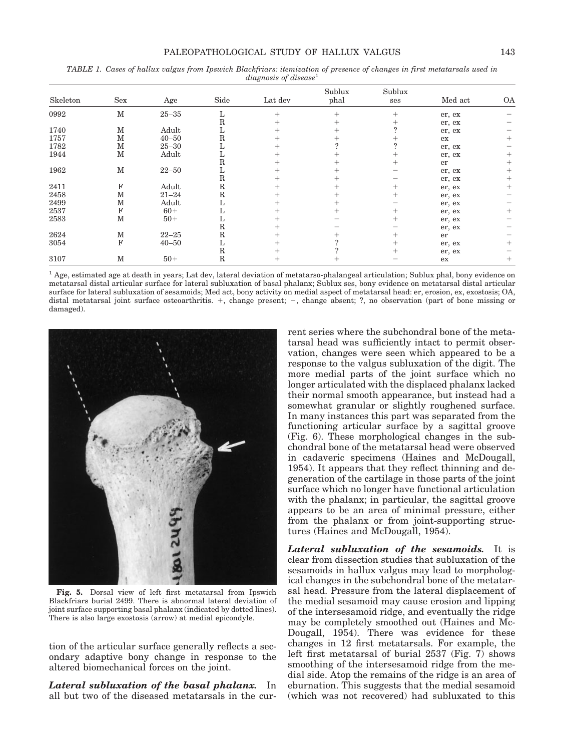*TABLE 1. Cases of hallux valgus from Ipswich Blackfriars: itemization of presence of changes in first metatarsals used in diagnosis of disease*[1]

| Skeleton | Sex | Age | Side | Lat dev | Sublux phal | Sublux ses | Med act | OA |
|---|---|---|---|---|---|---|---|---|
| 0992 | M | 25–35 | L | + | + | + | er, ex | − |
| | | | R | + | + | + | er, ex | − |
| 1740 | M | Adult | L | + | + | ? | er, ex | − |
| 1757 | M | 40–50 | R | + | + | + | ex | + |
| 1782 | M | 25–30 | L | + | ? | ? | er, ex | − |
| 1944 | M | Adult | L | + | + | + | er, ex | + |
| | | | R | + | + | + | er | + |
| 1962 | M | 22–50 | L | + | + | − | er, ex | + |
| | | | R | + | + | − | er, ex | + |
| 2411 | F | Adult | R | + | + | + | er, ex | + |
| 2458 | M | 21–24 | R | + | + | + | er, ex | − |
| 2499 | M | Adult | L | + | + | − | er, ex | − |
| 2537 | F | 60+ | L | + | + | + | er, ex | + |
| 2583 | M | 50+ | L | + | − | + | er, ex | − |
| | | | R | + | − | − | er, ex | − |
| 2624 | M | 22–25 | R | + | + | + | er | − |
| 3054 | F | 40–50 | L | + | ? | + | er, ex | + |
| | | | R | + | ? | + | er, ex | − |
| 3107 | M | 50+ | R | + | + | − | ex | + |

[1] Age, estimated age at death in years; Lat dev, lateral deviation of metatarso-phalangeal articulation; Sublux phal, bony evidence on metatarsal distal articular surface for lateral subluxation of basal phalanx; Sublux ses, bony evidence on metatarsal distal articular surface for lateral subluxation of sesamoids; Med act, bony activity on medial aspect of metatarsal head: er, erosion, ex, exostosis; OA, distal metatarsal joint surface osteoarthritis. +, change present; −, change absent; ?, no observation (part of bone missing or damaged).

**Fig. 5.** Dorsal view of left first metatarsal from Ipswich Blackfriars burial 2499. There is abnormal lateral deviation of joint surface supporting basal phalanx (indicated by dotted lines). There is also large exostosis (arrow) at medial epicondyle.

tion of the articular surface generally reflects a secondary adaptive bony change in response to the altered biomechanical forces on the joint.

***Lateral subluxation of the basal phalanx.*** In all but two of the diseased metatarsals in the current series where the subchondral bone of the metatarsal head was sufficiently intact to permit observation, changes were seen which appeared to be a response to the valgus subluxation of the digit. The more medial parts of the joint surface which no longer articulated with the displaced phalanx lacked their normal smooth appearance, but instead had a somewhat granular or slightly roughened surface. In many instances this part was separated from the functioning articular surface by a sagittal groove (Fig. 6). These morphological changes in the subchondral bone of the metatarsal head were observed in cadaveric specimens (Haines and McDougall, 1954). It appears that they reflect thinning and degeneration of the cartilage in those parts of the joint surface which no longer have functional articulation with the phalanx; in particular, the sagittal groove appears to be an area of minimal pressure, either from the phalanx or from joint-supporting structures (Haines and McDougall, 1954).

***Lateral subluxation of the sesamoids.*** It is clear from dissection studies that subluxation of the sesamoids in hallux valgus may lead to morphological changes in the subchondral bone of the metatarsal head. Pressure from the lateral displacement of the medial sesamoid may cause erosion and lipping of the intersesamoid ridge, and eventually the ridge may be completely smoothed out (Haines and McDougall, 1954). There was evidence for these changes in 12 first metatarsals. For example, the left first metatarsal of burial 2537 (Fig. 7) shows smoothing of the intersesamoid ridge from the medial side. Atop the remains of the ridge is an area of eburnation. This suggests that the medial sesamoid (which was not recovered) had subluxated to this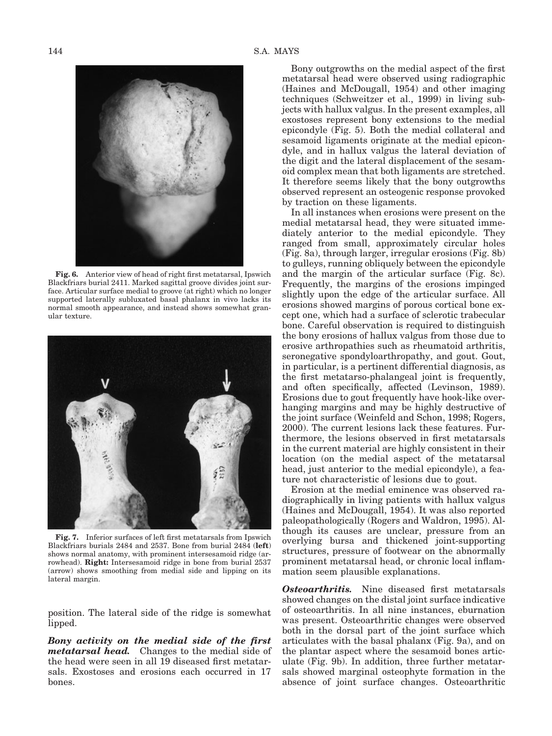**Fig. 6.** Anterior view of head of right first metatarsal, Ipswich Blackfriars burial 2411. Marked sagittal groove divides joint surface. Articular surface medial to groove (at right) which no longer supported laterally subluxated basal phalanx in vivo lacks its normal smooth appearance, and instead shows somewhat granular texture.

**Fig. 7.** Inferior surfaces of left first metatarsals from Ipswich Blackfriars burials 2484 and 2537. Bone from burial 2484 (**left**) shows normal anatomy, with prominent intersesamoid ridge (arrowhead). **Right:** Intersesamoid ridge in bone from burial 2537 (arrow) shows smoothing from medial side and lipping on its lateral margin.

position. The lateral side of the ridge is somewhat lipped.

***Bony activity on the medial side of the first metatarsal head.*** Changes to the medial side of the head were seen in all 19 diseased first metatarsals. Exostoses and erosions each occurred in 17 bones.

Bony outgrowths on the medial aspect of the first metatarsal head were observed using radiographic (Haines and McDougall, 1954) and other imaging techniques (Schweitzer et al., 1999) in living subjects with hallux valgus. In the present examples, all exostoses represent bony extensions to the medial epicondyle (Fig. 5). Both the medial collateral and sesamoid ligaments originate at the medial epicondyle, and in hallux valgus the lateral deviation of the digit and the lateral displacement of the sesamoid complex mean that both ligaments are stretched. It therefore seems likely that the bony outgrowths observed represent an osteogenic response provoked by traction on these ligaments.

In all instances when erosions were present on the medial metatarsal head, they were situated immediately anterior to the medial epicondyle. They ranged from small, approximately circular holes (Fig. 8a), through larger, irregular erosions (Fig. 8b) to gulleys, running obliquely between the epicondyle and the margin of the articular surface (Fig. 8c). Frequently, the margins of the erosions impinged slightly upon the edge of the articular surface. All erosions showed margins of porous cortical bone except one, which had a surface of sclerotic trabecular bone. Careful observation is required to distinguish the bony erosions of hallux valgus from those due to erosive arthropathies such as rheumatoid arthritis, seronegative spondyloarthropathy, and gout. Gout, in particular, is a pertinent differential diagnosis, as the first metatarso-phalangeal joint is frequently, and often specifically, affected (Levinson, 1989). Erosions due to gout frequently have hook-like overhanging margins and may be highly destructive of the joint surface (Weinfeld and Schon, 1998; Rogers, 2000). The current lesions lack these features. Furthermore, the lesions observed in first metatarsals in the current material are highly consistent in their location (on the medial aspect of the metatarsal head, just anterior to the medial epicondyle), a feature not characteristic of lesions due to gout.

Erosion at the medial eminence was observed radiographically in living patients with hallux valgus (Haines and McDougall, 1954). It was also reported paleopathologically (Rogers and Waldron, 1995). Although its causes are unclear, pressure from an overlying bursa and thickened joint-supporting structures, pressure of footwear on the abnormally prominent metatarsal head, or chronic local inflammation seem plausible explanations.

***Osteoarthritis.*** Nine diseased first metatarsals showed changes on the distal joint surface indicative of osteoarthritis. In all nine instances, eburnation was present. Osteoarthritic changes were observed both in the dorsal part of the joint surface which articulates with the basal phalanx (Fig. 9a), and on the plantar aspect where the sesamoid bones articulate (Fig. 9b). In addition, three further metatarsals showed marginal osteophyte formation in the absence of joint surface changes. Osteoarthritic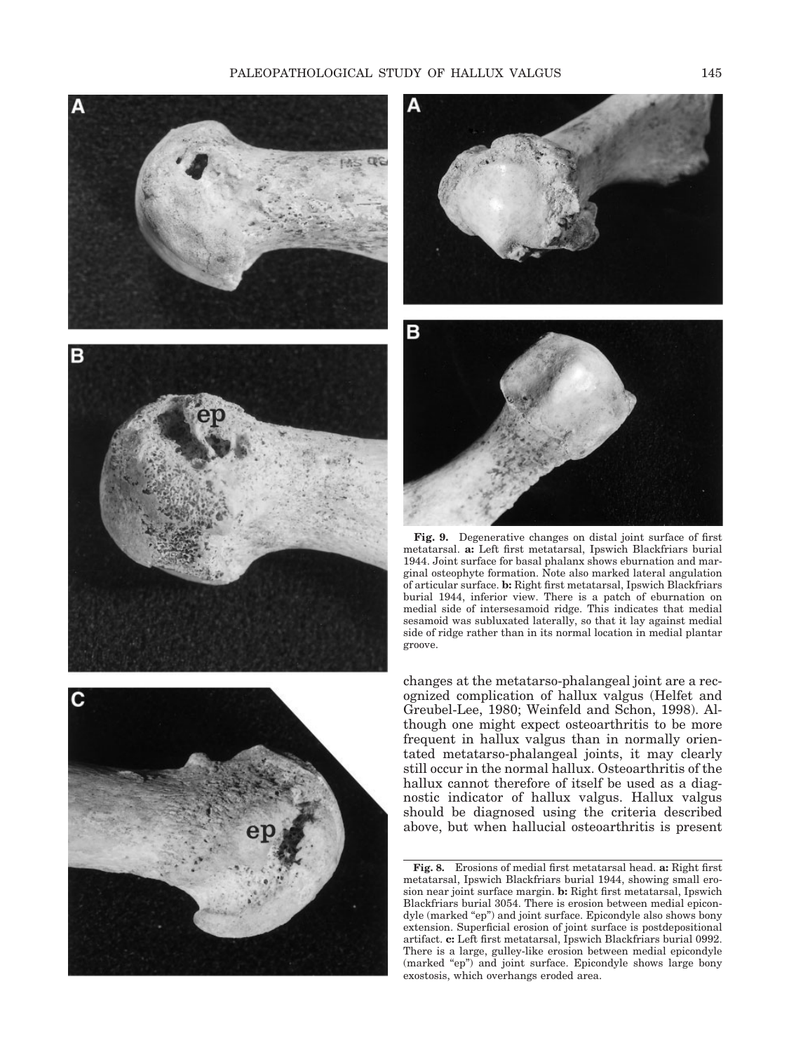**Fig. 9.** Degenerative changes on distal joint surface of first metatarsal. **a:** Left first metatarsal, Ipswich Blackfriars burial 1944. Joint surface for basal phalanx shows eburnation and marginal osteophyte formation. Note also marked lateral angulation of articular surface. **b:** Right first metatarsal, Ipswich Blackfriars burial 1944, inferior view. There is a patch of eburnation on medial side of intersesamoid ridge. This indicates that medial sesamoid was subluxated laterally, so that it lay against medial side of ridge rather than in its normal location in medial plantar groove.

changes at the metatarso-phalangeal joint are a recognized complication of hallux valgus (Helfet and Greubel-Lee, 1980; Weinfeld and Schon, 1998). Although one might expect osteoarthritis to be more frequent in hallux valgus than in normally orientated metatarso-phalangeal joints, it may clearly still occur in the normal hallux. Osteoarthritis of the hallux cannot therefore of itself be used as a diagnostic indicator of hallux valgus. Hallux valgus should be diagnosed using the criteria described above, but when hallucial osteoarthritis is present

**Fig. 8.** Erosions of medial first metatarsal head. **a:** Right first metatarsal, Ipswich Blackfriars burial 1944, showing small erosion near joint surface margin. **b:** Right first metatarsal, Ipswich Blackfriars burial 3054. There is erosion between medial epicondyle (marked "ep") and joint surface. Epicondyle also shows bony extension. Superficial erosion of joint surface is postdepositional artifact. **c:** Left first metatarsal, Ipswich Blackfriars burial 0992. There is a large, gulley-like erosion between medial epicondyle (marked "ep") and joint surface. Epicondyle shows large bony exostosis, which overhangs eroded area.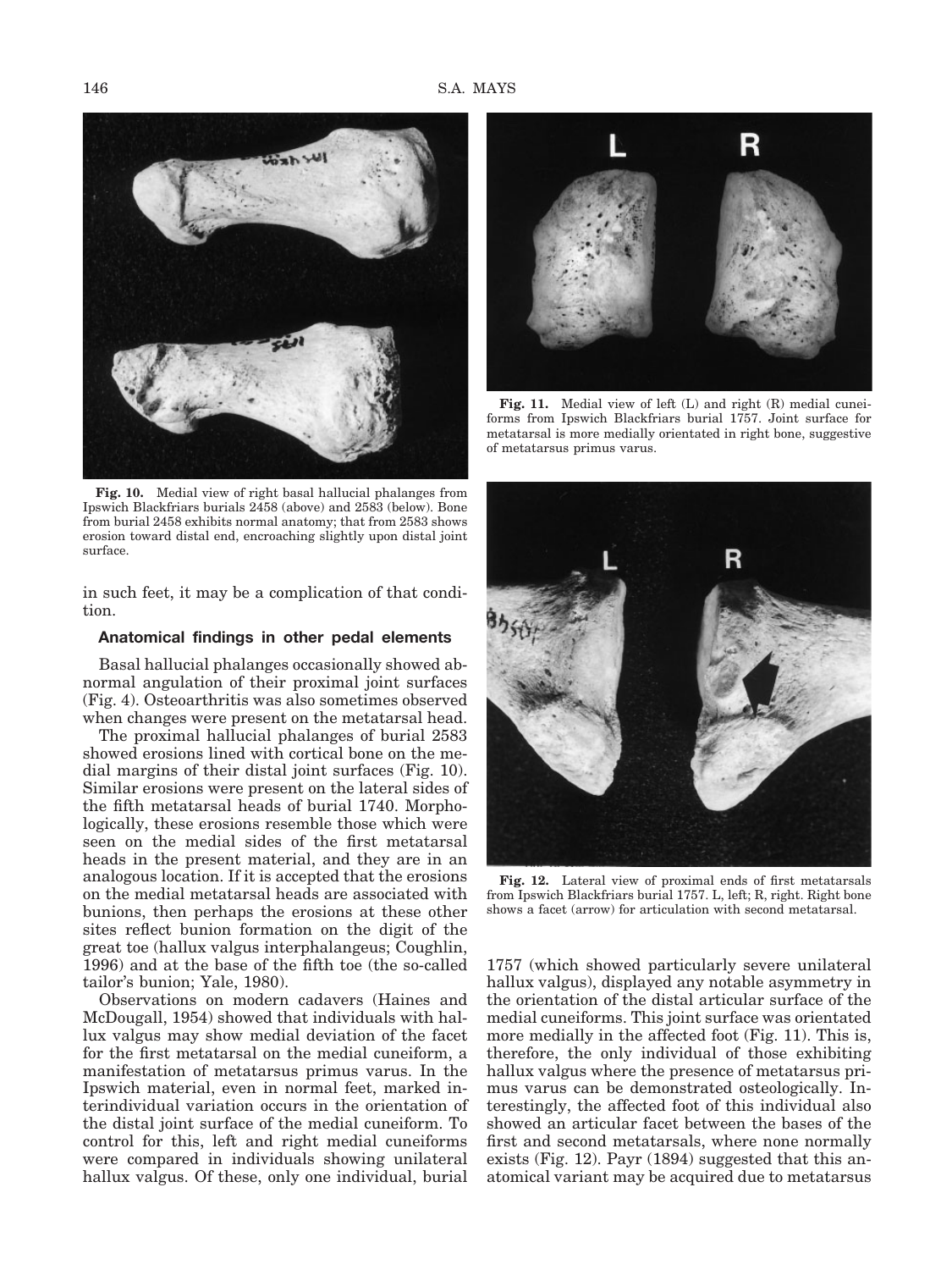Fig. 10. Medial view of right basal hallucial phalanges from Ipswich Blackfriars burials 2458 (above) and 2583 (below). Bone from burial 2458 exhibits normal anatomy; that from 2583 shows erosion toward distal end, encroaching slightly upon distal joint surface.

Fig. 11. Medial view of left (L) and right (R) medial cuneiforms from Ipswich Blackfriars burial 1757. Joint surface for metatarsal is more medially orientated in right bone, suggestive of metatarsus primus varus.

Fig. 12. Lateral view of proximal ends of first metatarsals from Ipswich Blackfriars burial 1757. L, left; R, right. Right bone shows a facet (arrow) for articulation with second metatarsal.

in such feet, it may be a complication of that condition.

### Anatomical findings in other pedal elements

Basal hallucial phalanges occasionally showed abnormal angulation of their proximal joint surfaces (Fig. 4). Osteoarthritis was also sometimes observed when changes were present on the metatarsal head.

The proximal hallucial phalanges of burial 2583 showed erosions lined with cortical bone on the medial margins of their distal joint surfaces (Fig. 10). Similar erosions were present on the lateral sides of the fifth metatarsal heads of burial 1740. Morphologically, these erosions resemble those which were seen on the medial sides of the first metatarsal heads in the present material, and they are in an analogous location. If it is accepted that the erosions on the medial metatarsal heads are associated with bunions, then perhaps the erosions at these other sites reflect bunion formation on the digit of the great toe (hallux valgus interphalangeus; Coughlin, 1996) and at the base of the fifth toe (the so-called tailor's bunion; Yale, 1980).

Observations on modern cadavers (Haines and McDougall, 1954) showed that individuals with hallux valgus may show medial deviation of the facet for the first metatarsal on the medial cuneiform, a manifestation of metatarsus primus varus. In the Ipswich material, even in normal feet, marked interindividual variation occurs in the orientation of the distal joint surface of the medial cuneiform. To control for this, left and right medial cuneiforms were compared in individuals showing unilateral hallux valgus. Of these, only one individual, burial 1757 (which showed particularly severe unilateral hallux valgus), displayed any notable asymmetry in the orientation of the distal articular surface of the medial cuneiforms. This joint surface was orientated more medially in the affected foot (Fig. 11). This is, therefore, the only individual of those exhibiting hallux valgus where the presence of metatarsus primus varus can be demonstrated osteologically. Interestingly, the affected foot of this individual also showed an articular facet between the bases of the first and second metatarsals, where none normally exists (Fig. 12). Payr (1894) suggested that this anatomical variant may be acquired due to metatarsus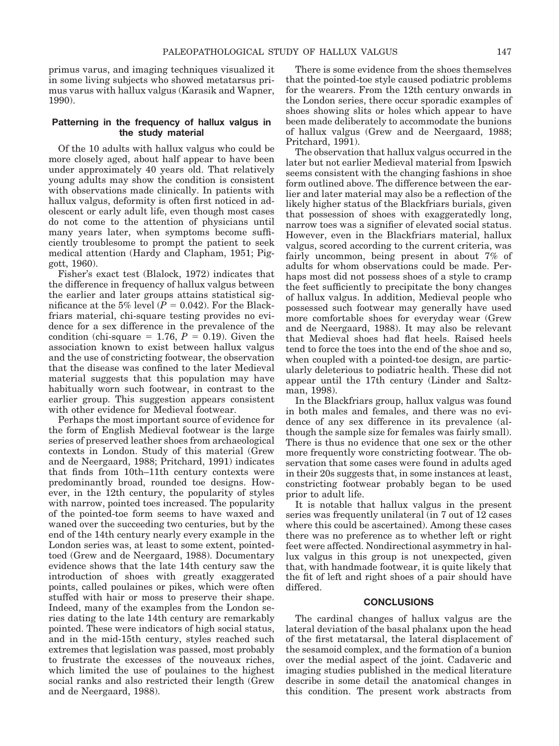primus varus, and imaging techniques visualized it in some living subjects who showed metatarsus primus varus with hallux valgus (Karasik and Wapner, 1990).

### Patterning in the frequency of hallux valgus in the study material

Of the 10 adults with hallux valgus who could be more closely aged, about half appear to have been under approximately 40 years old. That relatively young adults may show the condition is consistent with observations made clinically. In patients with hallux valgus, deformity is often first noticed in adolescent or early adult life, even though most cases do not come to the attention of physicians until many years later, when symptoms become sufficiently troublesome to prompt the patient to seek medical attention (Hardy and Clapham, 1951; Piggott, 1960).

Fisher's exact test (Blalock, 1972) indicates that the difference in frequency of hallux valgus between the earlier and later groups attains statistical significance at the 5% level ($P = 0.042$). For the Blackfriars material, chi-square testing provides no evidence for a sex difference in the prevalence of the condition (chi-square $= 1.76$, $P = 0.19$). Given the association known to exist between hallux valgus and the use of constricting footwear, the observation that the disease was confined to the later Medieval material suggests that this population may have habitually worn such footwear, in contrast to the earlier group. This suggestion appears consistent with other evidence for Medieval footwear.

Perhaps the most important source of evidence for the form of English Medieval footwear is the large series of preserved leather shoes from archaeological contexts in London. Study of this material (Grew and de Neergaard, 1988; Pritchard, 1991) indicates that finds from 10th–11th century contexts were predominantly broad, rounded toe designs. However, in the 12th century, the popularity of styles with narrow, pointed toes increased. The popularity of the pointed-toe form seems to have waxed and waned over the succeeding two centuries, but by the end of the 14th century nearly every example in the London series was, at least to some extent, pointed-toed (Grew and de Neergaard, 1988). Documentary evidence shows that the late 14th century saw the introduction of shoes with greatly exaggerated points, called poulaines or pikes, which were often stuffed with hair or moss to preserve their shape. Indeed, many of the examples from the London series dating to the late 14th century are remarkably pointed. These were indicators of high social status, and in the mid-15th century, styles reached such extremes that legislation was passed, most probably to frustrate the excesses of the nouveaux riches, which limited the use of poulaines to the highest social ranks and also restricted their length (Grew and de Neergaard, 1988).

There is some evidence from the shoes themselves that the pointed-toe style caused podiatric problems for the wearers. From the 12th century onwards in the London series, there occur sporadic examples of shoes showing slits or holes which appear to have been made deliberately to accommodate the bunions of hallux valgus (Grew and de Neergaard, 1988; Pritchard, 1991).

The observation that hallux valgus occurred in the later but not earlier Medieval material from Ipswich seems consistent with the changing fashions in shoe form outlined above. The difference between the earlier and later material may also be a reflection of the likely higher status of the Blackfriars burials, given that possession of shoes with exaggeratedly long, narrow toes was a signifier of elevated social status. However, even in the Blackfriars material, hallux valgus, scored according to the current criteria, was fairly uncommon, being present in about 7% of adults for whom observations could be made. Perhaps most did not possess shoes of a style to cramp the feet sufficiently to precipitate the bony changes of hallux valgus. In addition, Medieval people who possessed such footwear may generally have used more comfortable shoes for everyday wear (Grew and de Neergaard, 1988). It may also be relevant that Medieval shoes had flat heels. Raised heels tend to force the toes into the end of the shoe and so, when coupled with a pointed-toe design, are particularly deleterious to podiatric health. These did not appear until the 17th century (Linder and Saltzman, 1998).

In the Blackfriars group, hallux valgus was found in both males and females, and there was no evidence of any sex difference in its prevalence (although the sample size for females was fairly small). There is thus no evidence that one sex or the other more frequently wore constricting footwear. The observation that some cases were found in adults aged in their 20s suggests that, in some instances at least, constricting footwear probably began to be used prior to adult life.

It is notable that hallux valgus in the present series was frequently unilateral (in 7 out of 12 cases where this could be ascertained). Among these cases there was no preference as to whether left or right feet were affected. Nondirectional asymmetry in hallux valgus in this group is not unexpected, given that, with handmade footwear, it is quite likely that the fit of left and right shoes of a pair should have differed.

## CONCLUSIONS

The cardinal changes of hallux valgus are the lateral deviation of the basal phalanx upon the head of the first metatarsal, the lateral displacement of the sesamoid complex, and the formation of a bunion over the medial aspect of the joint. Cadaveric and imaging studies published in the medical literature describe in some detail the anatomical changes in this condition. The present work abstracts from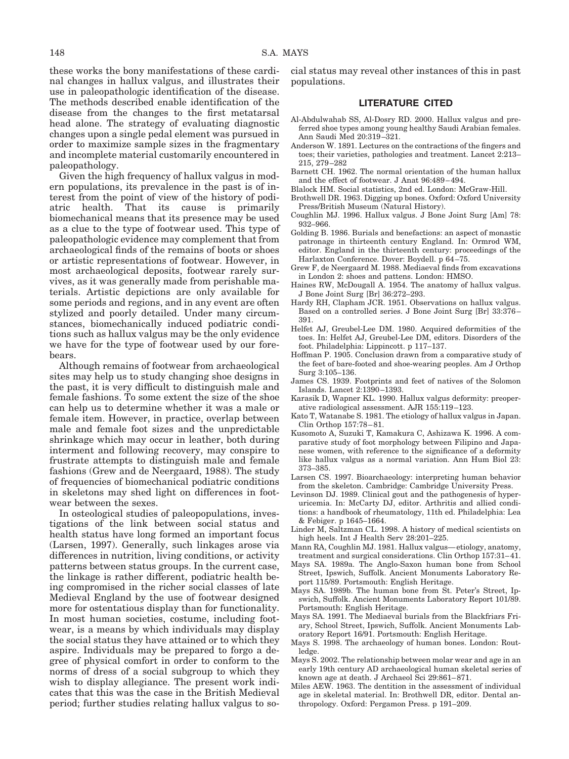these works the bony manifestations of these cardinal changes in hallux valgus, and illustrates their use in paleopathologic identification of the disease. The methods described enable identification of the disease from the changes to the first metatarsal head alone. The strategy of evaluating diagnostic changes upon a single pedal element was pursued in order to maximize sample sizes in the fragmentary and incomplete material customarily encountered in paleopathology.

Given the high frequency of hallux valgus in modern populations, its prevalence in the past is of interest from the point of view of the history of podiatric health. That its cause is primarily biomechanical means that its presence may be used as a clue to the type of footwear used. This type of paleopathologic evidence may complement that from archaeological finds of the remains of boots or shoes or artistic representations of footwear. However, in most archaeological deposits, footwear rarely survives, as it was generally made from perishable materials. Artistic depictions are only available for some periods and regions, and in any event are often stylized and poorly detailed. Under many circumstances, biomechanically induced podiatric conditions such as hallux valgus may be the only evidence we have for the type of footwear used by our forebears.

Although remains of footwear from archaeological sites may help us to study changing shoe designs in the past, it is very difficult to distinguish male and female fashions. To some extent the size of the shoe can help us to determine whether it was a male or female item. However, in practice, overlap between male and female foot sizes and the unpredictable shrinkage which may occur in leather, both during interment and following recovery, may conspire to frustrate attempts to distinguish male and female fashions (Grew and de Neergaard, 1988). The study of frequencies of biomechanical podiatric conditions in skeletons may shed light on differences in footwear between the sexes.

In osteological studies of paleopopulations, investigations of the link between social status and health status have long formed an important focus (Larsen, 1997). Generally, such linkages arose via differences in nutrition, living conditions, or activity patterns between status groups. In the current case, the linkage is rather different, podiatric health being compromised in the richer social classes of late Medieval England by the use of footwear designed more for ostentatious display than for functionality. In most human societies, costume, including footwear, is a means by which individuals may display the social status they have attained or to which they aspire. Individuals may be prepared to forgo a degree of physical comfort in order to conform to the norms of dress of a social subgroup to which they wish to display allegiance. The present work indicates that this was the case in the British Medieval period; further studies relating hallux valgus to social status may reveal other instances of this in past populations.

## LITERATURE CITED

Al-Abdulwahab SS, Al-Dosry RD. 2000. Hallux valgus and preferred shoe types among young healthy Saudi Arabian females. Ann Saudi Med 20:319–321.

Anderson W. 1891. Lectures on the contractions of the fingers and toes; their varieties, pathologies and treatment. Lancet 2:213–215, 279–282

Barnett CH. 1962. The normal orientation of the human hallux and the effect of footwear. J Anat 96:489–494.

Blalock HM. Social statistics, 2nd ed. London: McGraw-Hill.

Brothwell DR. 1963. Digging up bones. Oxford: Oxford University Press/British Museum (Natural History).

Coughlin MJ. 1996. Hallux valgus. J Bone Joint Surg [Am] 78: 932–966.

Golding B. 1986. Burials and benefactions: an aspect of monastic patronage in thirteenth century England. In: Ormrod WM, editor. England in the thirteenth century: proceedings of the Harlaxton Conference. Dover: Boydell. p 64–75.

Grew F, de Neergaard M. 1988. Mediaeval finds from excavations in London 2: shoes and pattens. London: HMSO.

Haines RW, McDougall A. 1954. The anatomy of hallux valgus. J Bone Joint Surg [Br] 36:272–293.

Hardy RH, Clapham JCR. 1951. Observations on hallux valgus. Based on a controlled series. J Bone Joint Surg [Br] 33:376–391.

Helfet AJ, Greubel-Lee DM. 1980. Acquired deformities of the toes. In: Helfet AJ, Greubel-Lee DM, editors. Disorders of the foot. Philadelphia: Lippincott. p 117–137.

Hoffman P. 1905. Conclusion drawn from a comparative study of the feet of bare-footed and shoe-wearing peoples. Am J Orthop Surg 3:105–136.

James CS. 1939. Footprints and feet of natives of the Solomon Islands. Lancet 2:1390–1393.

Karasik D, Wapner KL. 1990. Hallux valgus deformity: preoperative radiological assessment. AJR 155:119–123.

Kato T, Watanabe S. 1981. The etiology of hallux valgus in Japan. Clin Orthop 157:78–81.

Kusomoto A, Suzuki T, Kamakura C, Ashizawa K. 1996. A comparative study of foot morphology between Filipino and Japanese women, with reference to the significance of a deformity like hallux valgus as a normal variation. Ann Hum Biol 23: 373–385.

Larsen CS. 1997. Bioarchaeology: interpreting human behavior from the skeleton. Cambridge: Cambridge University Press.

Levinson DJ. 1989. Clinical gout and the pathogenesis of hyperuricemia. In: McCarty DJ, editor. Arthritis and allied conditions: a handbook of rheumatology, 11th ed. Philadelphia: Lea & Febiger. p 1645–1664.

Linder M, Saltzman CL. 1998. A history of medical scientists on high heels. Int J Health Serv 28:201–225.

Mann RA, Coughlin MJ. 1981. Hallux valgus—etiology, anatomy, treatment and surgical considerations. Clin Orthop 157:31–41.

Mays SA. 1989a. The Anglo-Saxon human bone from School Street, Ipswich, Suffolk. Ancient Monuments Laboratory Report 115/89. Portsmouth: English Heritage.

Mays SA. 1989b. The human bone from St. Peter's Street, Ipswich, Suffolk. Ancient Monuments Laboratory Report 101/89. Portsmouth: English Heritage.

Mays SA. 1991. The Mediaeval burials from the Blackfriars Friary, School Street, Ipswich, Suffolk. Ancient Monuments Laboratory Report 16/91. Portsmouth: English Heritage.

Mays S. 1998. The archaeology of human bones. London: Routledge.

Mays S. 2002. The relationship between molar wear and age in an early 19th century AD archaeological human skeletal series of known age at death. J Archaeol Sci 29:861–871.

Miles AEW. 1963. The dentition in the assessment of individual age in skeletal material. In: Brothwell DR, editor. Dental anthropology. Oxford: Pergamon Press. p 191–209.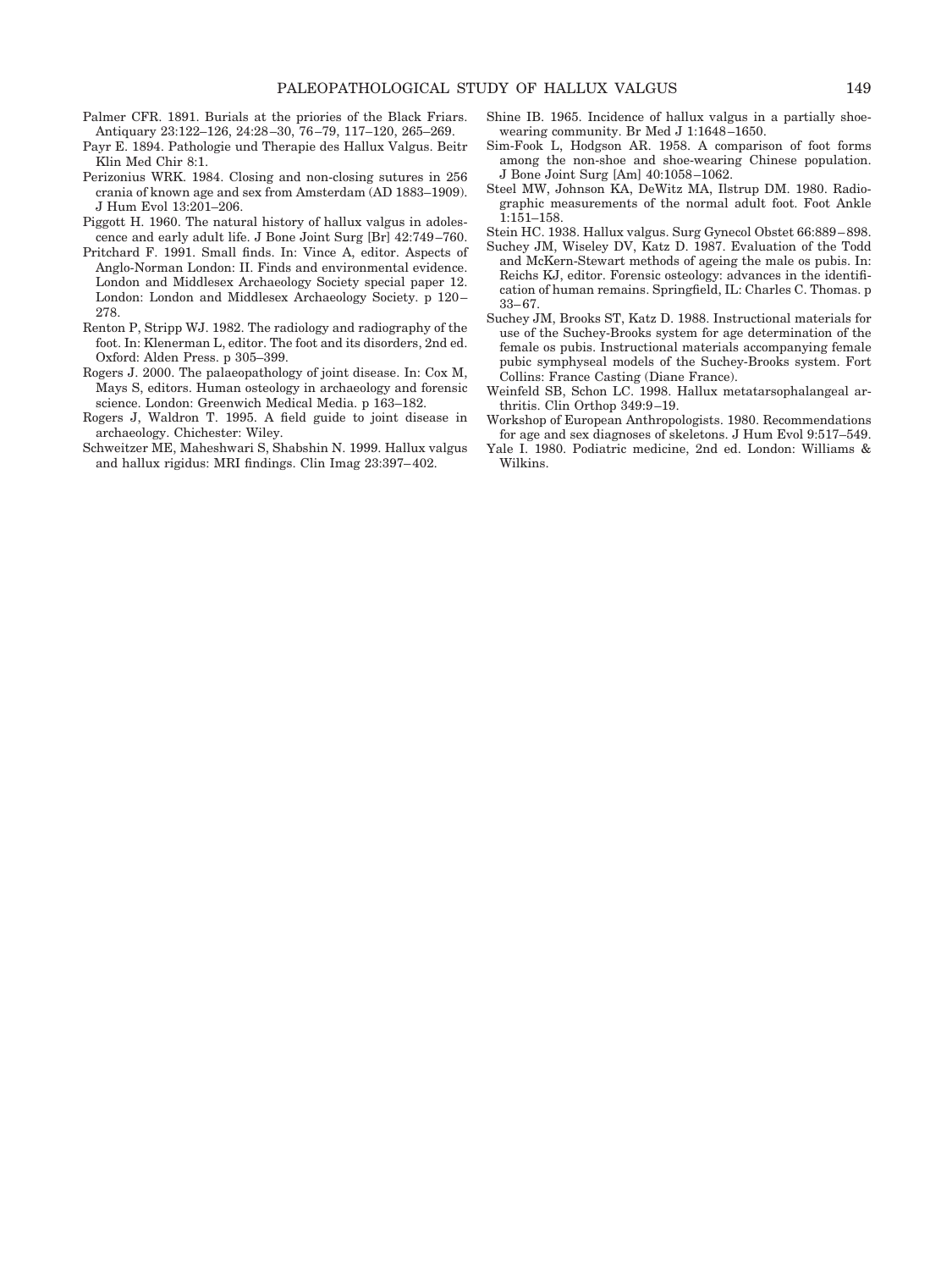Palmer CFR. 1891. Burials at the priories of the Black Friars. Antiquary 23:122–126, 24:28–30, 76–79, 117–120, 265–269.

Payr E. 1894. Pathologie und Therapie des Hallux Valgus. Beitr Klin Med Chir 8:1.

Perizonius WRK. 1984. Closing and non-closing sutures in 256 crania of known age and sex from Amsterdam (AD 1883–1909). J Hum Evol 13:201–206.

Piggott H. 1960. The natural history of hallux valgus in adolescence and early adult life. J Bone Joint Surg [Br] 42:749–760.

Pritchard F. 1991. Small finds. In: Vince A, editor. Aspects of Anglo-Norman London: II. Finds and environmental evidence. London and Middlesex Archaeology Society special paper 12. London: London and Middlesex Archaeology Society. p 120–278.

Renton P, Stripp WJ. 1982. The radiology and radiography of the foot. In: Klenerman L, editor. The foot and its disorders, 2nd ed. Oxford: Alden Press. p 305–399.

Rogers J. 2000. The palaeopathology of joint disease. In: Cox M, Mays S, editors. Human osteology in archaeology and forensic science. London: Greenwich Medical Media. p 163–182.

Rogers J, Waldron T. 1995. A field guide to joint disease in archaeology. Chichester: Wiley.

Schweitzer ME, Maheshwari S, Shabshin N. 1999. Hallux valgus and hallux rigidus: MRI findings. Clin Imag 23:397–402.

Shine IB. 1965. Incidence of hallux valgus in a partially shoe-wearing community. Br Med J 1:1648–1650.

Sim-Fook L, Hodgson AR. 1958. A comparison of foot forms among the non-shoe and shoe-wearing Chinese population. J Bone Joint Surg [Am] 40:1058–1062.

Steel MW, Johnson KA, DeWitz MA, Ilstrup DM. 1980. Radiographic measurements of the normal adult foot. Foot Ankle 1:151–158.

Stein HC. 1938. Hallux valgus. Surg Gynecol Obstet 66:889–898.

Suchey JM, Wiseley DV, Katz D. 1987. Evaluation of the Todd and McKern-Stewart methods of ageing the male os pubis. In: Reichs KJ, editor. Forensic osteology: advances in the identification of human remains. Springfield, IL: Charles C. Thomas. p 33–67.

Suchey JM, Brooks ST, Katz D. 1988. Instructional materials for use of the Suchey-Brooks system for age determination of the female os pubis. Instructional materials accompanying female pubic symphyseal models of the Suchey-Brooks system. Fort Collins: France Casting (Diane France).

Weinfeld SB, Schon LC. 1998. Hallux metatarsophalangeal arthritis. Clin Orthop 349:9–19.

Workshop of European Anthropologists. 1980. Recommendations for age and sex diagnoses of skeletons. J Hum Evol 9:517–549.

Yale I. 1980. Podiatric medicine, 2nd ed. London: Williams & Wilkins.